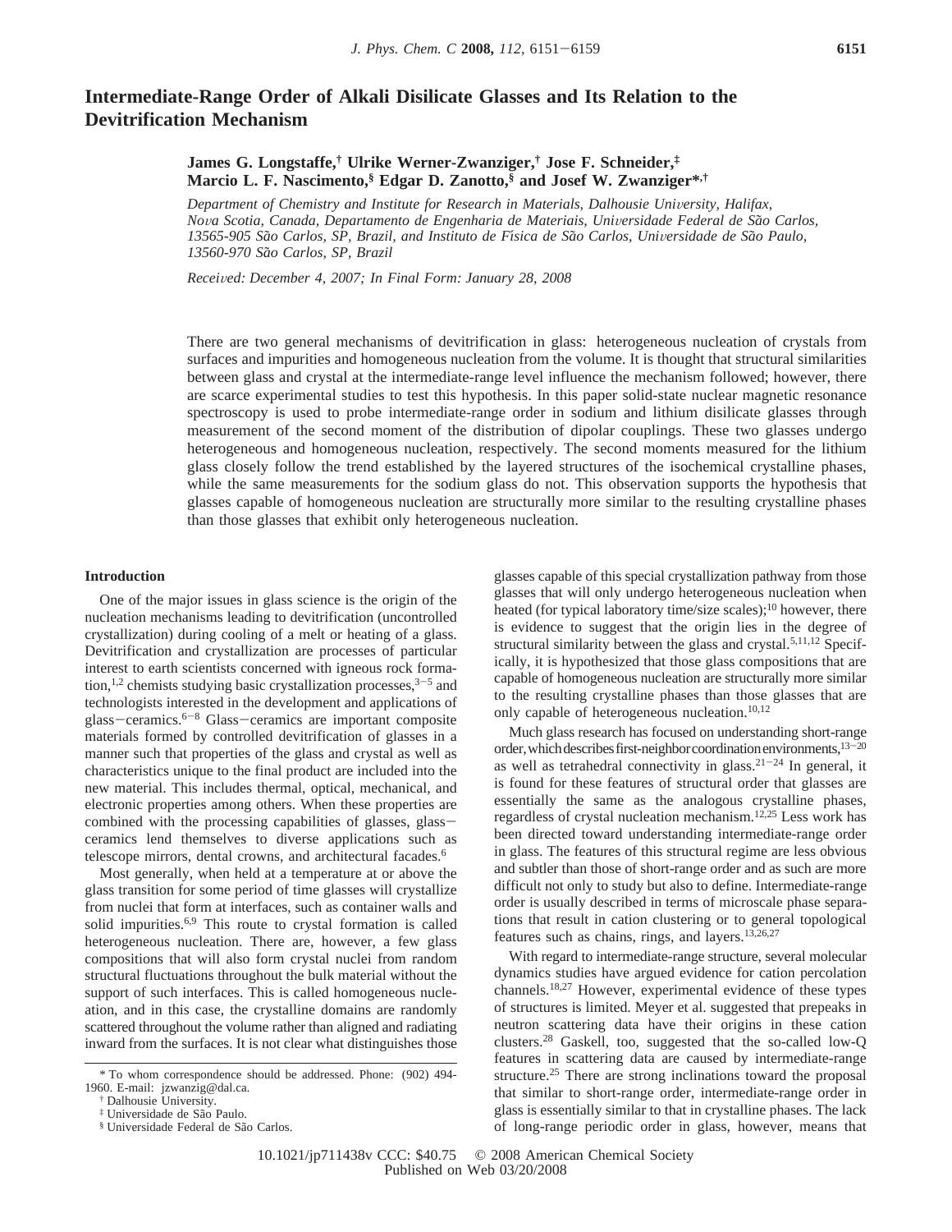# Intermediate-Range Order of Alkali Disilicate Glasses and Its Relation to the Devitrification Mechanism

**James G. Longstaffe,[†] Ulrike Werner-Zwanziger,[†] Jose F. Schneider,[‡] Marcio L. F. Nascimento,[§] Edgar D. Zanotto,[§] and Josef W. Zwanziger*[,†]**

*Department of Chemistry and Institute for Research in Materials, Dalhousie University, Halifax, Nova Scotia, Canada, Departamento de Engenharia de Materiais, Universidade Federal de São Carlos, 13565-905 São Carlos, SP, Brazil, and Instituto de Física de São Carlos, Universidade de São Paulo, 13560-970 São Carlos, SP, Brazil*

*Received: December 4, 2007; In Final Form: January 28, 2008*

There are two general mechanisms of devitrification in glass: heterogeneous nucleation of crystals from surfaces and impurities and homogeneous nucleation from the volume. It is thought that structural similarities between glass and crystal at the intermediate-range level influence the mechanism followed; however, there are scarce experimental studies to test this hypothesis. In this paper solid-state nuclear magnetic resonance spectroscopy is used to probe intermediate-range order in sodium and lithium disilicate glasses through measurement of the second moment of the distribution of dipolar couplings. These two glasses undergo heterogeneous and homogeneous nucleation, respectively. The second moments measured for the lithium glass closely follow the trend established by the layered structures of the isochemical crystalline phases, while the same measurements for the sodium glass do not. This observation supports the hypothesis that glasses capable of homogeneous nucleation are structurally more similar to the resulting crystalline phases than those glasses that exhibit only heterogeneous nucleation.

## Introduction

One of the major issues in glass science is the origin of the nucleation mechanisms leading to devitrification (uncontrolled crystallization) during cooling of a melt or heating of a glass. Devitrification and crystallization are processes of particular interest to earth scientists concerned with igneous rock formation,[1,2] chemists studying basic crystallization processes,[3−5] and technologists interested in the development and applications of glass−ceramics.[6−8] Glass−ceramics are important composite materials formed by controlled devitrification of glasses in a manner such that properties of the glass and crystal as well as characteristics unique to the final product are included into the new material. This includes thermal, optical, mechanical, and electronic properties among others. When these properties are combined with the processing capabilities of glasses, glass−ceramics lend themselves to diverse applications such as telescope mirrors, dental crowns, and architectural facades.[6]

Most generally, when held at a temperature at or above the glass transition for some period of time glasses will crystallize from nuclei that form at interfaces, such as container walls and solid impurities.[6,9] This route to crystal formation is called heterogeneous nucleation. There are, however, a few glass compositions that will also form crystal nuclei from random structural fluctuations throughout the bulk material without the support of such interfaces. This is called homogeneous nucleation, and in this case, the crystalline domains are randomly scattered throughout the volume rather than aligned and radiating inward from the surfaces. It is not clear what distinguishes those glasses capable of this special crystallization pathway from those glasses that will only undergo heterogeneous nucleation when heated (for typical laboratory time/size scales);[10] however, there is evidence to suggest that the origin lies in the degree of structural similarity between the glass and crystal.[5,11,12] Specifically, it is hypothesized that those glass compositions that are capable of homogeneous nucleation are structurally more similar to the resulting crystalline phases than those glasses that are only capable of heterogeneous nucleation.[10,12]

Much glass research has focused on understanding short-range order, which describes first-neighbor coordination environments,[13−20] as well as tetrahedral connectivity in glass.[21−24] In general, it is found for these features of structural order that glasses are essentially the same as the analogous crystalline phases, regardless of crystal nucleation mechanism.[12,25] Less work has been directed toward understanding intermediate-range order in glass. The features of this structural regime are less obvious and subtler than those of short-range order and as such are more difficult not only to study but also to define. Intermediate-range order is usually described in terms of microscale phase separations that result in cation clustering or to general topological features such as chains, rings, and layers.[13,26,27]

With regard to intermediate-range structure, several molecular dynamics studies have argued evidence for cation percolation channels.[18,27] However, experimental evidence of these types of structures is limited. Meyer et al. suggested that prepeaks in neutron scattering data have their origins in these cation clusters.[28] Gaskell, too, suggested that the so-called low-Q features in scattering data are caused by intermediate-range structure.[25] There are strong inclinations toward the proposal that similar to short-range order, intermediate-range order in glass is essentially similar to that in crystalline phases. The lack of long-range periodic order in glass, however, means that

\* To whom correspondence should be addressed. Phone: (902) 494-1960. E-mail: jzwanzig@dal.ca.

† Dalhousie University.

‡ Universidade de São Paulo.

§ Universidade Federal de São Carlos.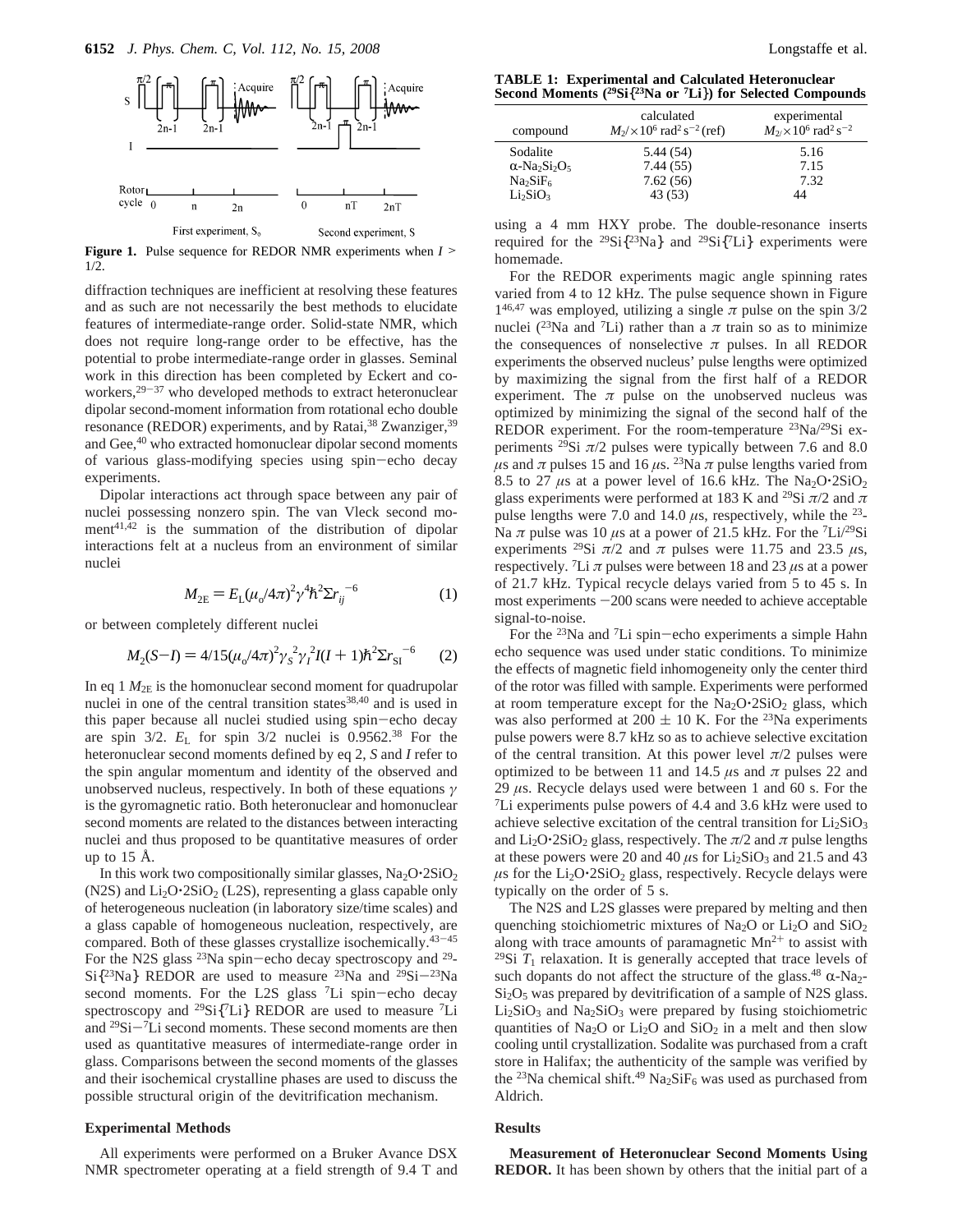**Figure 1.** Pulse sequence for REDOR NMR experiments when $I > 1/2$.

diffraction techniques are inefficient at resolving these features and as such are not necessarily the best methods to elucidate features of intermediate-range order. Solid-state NMR, which does not require long-range order to be effective, has the potential to probe intermediate-range order in glasses. Seminal work in this direction has been completed by Eckert and co-workers,[29-37] who developed methods to extract heteronuclear dipolar second-moment information from rotational echo double resonance (REDOR) experiments, and by Ratai,[38] Zwanziger,[39] and Gee,[40] who extracted homonuclear dipolar second moments of various glass-modifying species using spin−echo decay experiments.

Dipolar interactions act through space between any pair of nuclei possessing nonzero spin. The van Vleck second moment[41,42] is the summation of the distribution of dipolar interactions felt at a nucleus from an environment of similar nuclei

$$M_{2E} = E_L(\mu_o/4\pi)^2\gamma^4\hbar^2\Sigma r_{ij}^{-6} \quad (1)$$

or between completely different nuclei

$$M_2(S-I) = 4/15(\mu_o/4\pi)^2\gamma_S^2\gamma_I^2 I(I+1)\hbar^2\Sigma r_{SI}^{-6} \quad (2)$$

In eq 1 $M_{2E}$ is the homonuclear second moment for quadrupolar nuclei in one of the central transition states[38,40] and is used in this paper because all nuclei studied using spin−echo decay are spin 3/2. $E_L$ for spin 3/2 nuclei is 0.9562.[38] For the heteronuclear second moments defined by eq 2, $S$ and $I$ refer to the spin angular momentum and identity of the observed and unobserved nucleus, respectively. In both of these equations $\gamma$ is the gyromagnetic ratio. Both heteronuclear and homonuclear second moments are related to the distances between interacting nuclei and thus proposed to be quantitative measures of order up to 15 Å.

In this work two compositionally similar glasses, $Na_2O{\cdot}2SiO_2$ (N2S) and $Li_2O{\cdot}2SiO_2$ (L2S), representing a glass capable only of heterogeneous nucleation (in laboratory size/time scales) and a glass capable of homogeneous nucleation, respectively, are compared. Both of these glasses crystallize isochemically.[43-45] For the N2S glass $^{23}$Na spin−echo decay spectroscopy and $^{29}$Si{$^{23}$Na} REDOR are used to measure $^{23}$Na and $^{29}$Si−$^{23}$Na second moments. For the L2S glass $^{7}$Li spin−echo decay spectroscopy and $^{29}$Si{$^{7}$Li} REDOR are used to measure $^{7}$Li and $^{29}$Si−$^{7}$Li second moments. These second moments are then used as quantitative measures of intermediate-range order in glass. Comparisons between the second moments of the glasses and their isochemical crystalline phases are used to discuss the possible structural origin of the devitrification mechanism.

## Experimental Methods

All experiments were performed on a Bruker Avance DSX NMR spectrometer operating at a field strength of 9.4 T and using a 4 mm HXY probe. The double-resonance inserts required for the $^{29}$Si{$^{23}$Na} and $^{29}$Si{$^{7}$Li} experiments were homemade.

**TABLE 1: Experimental and Calculated Heteronuclear Second Moments ($^{29}$Si{$^{23}$Na or $^{7}$Li}) for Selected Compounds**

| compound | calculated $M_2/\times10^6$ rad$^2$ s$^{-2}$ (ref) | experimental $M_2/\times10^6$ rad$^2$ s$^{-2}$ |
|---|---|---|
| Sodalite | 5.44 (54) | 5.16 |
| $\alpha$-$Na_2Si_2O_5$ | 7.44 (55) | 7.15 |
| $Na_2SiF_6$ | 7.62 (56) | 7.32 |
| $Li_2SiO_3$ | 43 (53) | 44 |

For the REDOR experiments magic angle spinning rates varied from 4 to 12 kHz. The pulse sequence shown in Figure 1[46,47] was employed, utilizing a single $\pi$ pulse on the spin 3/2 nuclei ($^{23}$Na and $^{7}$Li) rather than a $\pi$ train so as to minimize the consequences of nonselective $\pi$ pulses. In all REDOR experiments the observed nucleus' pulse lengths were optimized by maximizing the signal from the first half of a REDOR experiment. The $\pi$ pulse on the unobserved nucleus was optimized by minimizing the signal of the second half of the REDOR experiment. For the room-temperature $^{23}$Na/$^{29}$Si experiments $^{29}$Si $\pi/2$ pulses were typically between 7.6 and 8.0 $\mu$s and $\pi$ pulses 15 and 16 $\mu$s. $^{23}$Na $\pi$ pulse lengths varied from 8.5 to 27 $\mu$s at a power level of 16.6 kHz. The $Na_2O{\cdot}2SiO_2$ glass experiments were performed at 183 K and $^{29}$Si $\pi/2$ and $\pi$ pulse lengths were 7.0 and 14.0 $\mu$s, respectively, while the $^{23}$Na $\pi$ pulse was 10 $\mu$s at a power of 21.5 kHz. For the $^{7}$Li/$^{29}$Si experiments $^{29}$Si $\pi/2$ and $\pi$ pulses were 11.75 and 23.5 $\mu$s, respectively. $^{7}$Li $\pi$ pulses were between 18 and 23 $\mu$s at a power of 21.7 kHz. Typical recycle delays varied from 5 to 45 s. In most experiments −200 scans were needed to achieve acceptable signal-to-noise.

For the $^{23}$Na and $^{7}$Li spin−echo experiments a simple Hahn echo sequence was used under static conditions. To minimize the effects of magnetic field inhomogeneity only the center third of the rotor was filled with sample. Experiments were performed at room temperature except for the $Na_2O{\cdot}2SiO_2$ glass, which was also performed at 200 ± 10 K. For the $^{23}$Na experiments pulse powers were 8.7 kHz so as to achieve selective excitation of the central transition. At this power level $\pi/2$ pulses were optimized to be between 11 and 14.5 $\mu$s and $\pi$ pulses 22 and 29 $\mu$s. Recycle delays used were between 1 and 60 s. For the $^{7}$Li experiments pulse powers of 4.4 and 3.6 kHz were used to achieve selective excitation of the central transition for $Li_2SiO_3$ and $Li_2O{\cdot}2SiO_2$ glass, respectively. The $\pi/2$ and $\pi$ pulse lengths at these powers were 20 and 40 $\mu$s for $Li_2SiO_3$ and 21.5 and 43 $\mu$s for the $Li_2O{\cdot}2SiO_2$ glass, respectively. Recycle delays were typically on the order of 5 s.

The N2S and L2S glasses were prepared by melting and then quenching stoichiometric mixtures of $Na_2O$ or $Li_2O$ and $SiO_2$ along with trace amounts of paramagnetic $Mn^{2+}$ to assist with $^{29}$Si $T_1$ relaxation. It is generally accepted that trace levels of such dopants do not affect the structure of the glass.[48] $\alpha$-$Na_2Si_2O_5$ was prepared by devitrification of a sample of N2S glass. $Li_2SiO_3$ and $Na_2SiO_3$ were prepared by fusing stoichiometric quantities of $Na_2O$ or $Li_2O$ and $SiO_2$ in a melt and then slow cooling until crystallization. Sodalite was purchased from a craft store in Halifax; the authenticity of the sample was verified by the $^{23}$Na chemical shift.[49] $Na_2SiF_6$ was used as purchased from Aldrich.

## Results

**Measurement of Heteronuclear Second Moments Using REDOR.** It has been shown by others that the initial part of a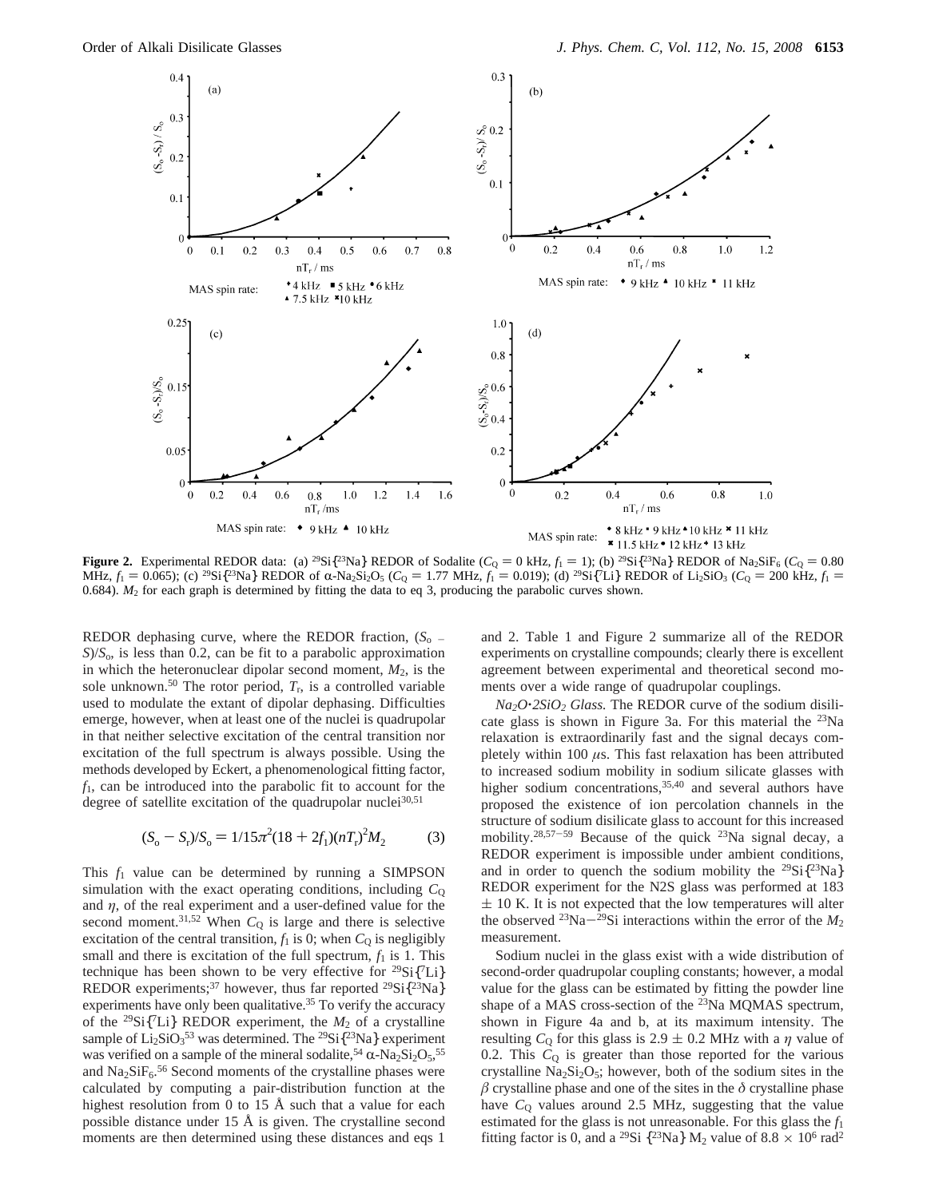**Figure 2.** Experimental REDOR data: (a) $^{29}Si\{^{23}Na\}$ REDOR of Sodalite ($C_Q$ = 0 kHz, $f_1$ = 1); (b) $^{29}Si\{^{23}Na\}$ REDOR of $Na_2SiF_6$ ($C_Q$ = 0.80 MHz, $f_1$ = 0.065); (c) $^{29}Si\{^{23}Na\}$ REDOR of α-$Na_2Si_2O_5$ ($C_Q$ = 1.77 MHz, $f_1$ = 0.019); (d) $^{29}Si\{^{7}Li\}$ REDOR of $Li_2SiO_3$ ($C_Q$ = 200 kHz, $f_1$ = 0.684). $M_2$ for each graph is determined by fitting the data to eq 3, producing the parabolic curves shown.

REDOR dephasing curve, where the REDOR fraction, $(S_o - S)/S_o$, is less than 0.2, can be fit to a parabolic approximation in which the heteronuclear dipolar second moment, $M_2$, is the sole unknown.[50] The rotor period, $T_r$, is a controlled variable used to modulate the extant of dipolar dephasing. Difficulties emerge, however, when at least one of the nuclei is quadrupolar in that neither selective excitation of the central transition nor excitation of the full spectrum is always possible. Using the methods developed by Eckert, a phenomenological fitting factor, $f_1$, can be introduced into the parabolic fit to account for the degree of satellite excitation of the quadrupolar nuclei[30,51]

$$(S_o - S_r)/S_o = 1/15\pi^2(18 + 2f_1)(nT_r)^2M_2 \qquad (3)$$

This $f_1$ value can be determined by running a SIMPSON simulation with the exact operating conditions, including $C_Q$ and $\eta$, of the real experiment and a user-defined value for the second moment.[31,52] When $C_Q$ is large and there is selective excitation of the central transition, $f_1$ is 0; when $C_Q$ is negligibly small and there is excitation of the full spectrum, $f_1$ is 1. This technique has been shown to be very effective for $^{29}Si\{^{7}Li\}$ REDOR experiments;[37] however, thus far reported $^{29}Si\{^{23}Na\}$ experiments have only been qualitative.[35] To verify the accuracy of the $^{29}Si\{^{7}Li\}$ REDOR experiment, the $M_2$ of a crystalline sample of $Li_2SiO_3$[53] was determined. The $^{29}Si\{^{23}Na\}$ experiment was verified on a sample of the mineral sodalite,[54] α-$Na_2Si_2O_5$,[55] and $Na_2SiF_6$.[56] Second moments of the crystalline phases were calculated by computing a pair-distribution function at the highest resolution from 0 to 15 Å such that a value for each possible distance under 15 Å is given. The crystalline second moments are then determined using these distances and eqs 1 and 2. Table 1 and Figure 2 summarize all of the REDOR experiments on crystalline compounds; clearly there is excellent agreement between experimental and theoretical second moments over a wide range of quadrupolar couplings.

*$Na_2O{\cdot}2SiO_2$ Glass.* The REDOR curve of the sodium disilicate glass is shown in Figure 3a. For this material the $^{23}Na$ relaxation is extraordinarily fast and the signal decays completely within 100 μs. This fast relaxation has been attributed to increased sodium mobility in sodium silicate glasses with higher sodium concentrations,[35,40] and several authors have proposed the existence of ion percolation channels in the structure of sodium disilicate glass to account for this increased mobility.[28,57−59] Because of the quick $^{23}Na$ signal decay, a REDOR experiment is impossible under ambient conditions, and in order to quench the sodium mobility the $^{29}Si\{^{23}Na\}$ REDOR experiment for the N2S glass was performed at 183 ± 10 K. It is not expected that the low temperatures will alter the observed $^{23}Na-^{29}Si$ interactions within the error of the $M_2$ measurement.

Sodium nuclei in the glass exist with a wide distribution of second-order quadrupolar coupling constants; however, a modal value for the glass can be estimated by fitting the powder line shape of a MAS cross-section of the $^{23}Na$ MQMAS spectrum, shown in Figure 4a and b, at its maximum intensity. The resulting $C_Q$ for this glass is 2.9 ± 0.2 MHz with a $\eta$ value of 0.2. This $C_Q$ is greater than those reported for the various crystalline $Na_2Si_2O_5$; however, both of the sodium sites in the β crystalline phase and one of the sites in the δ crystalline phase have $C_Q$ values around 2.5 MHz, suggesting that the value estimated for the glass is not unreasonable. For this glass the $f_1$ fitting factor is 0, and a $^{29}Si\{^{23}Na\}$ $M_2$ value of 8.8 × $10^6$ rad$^2$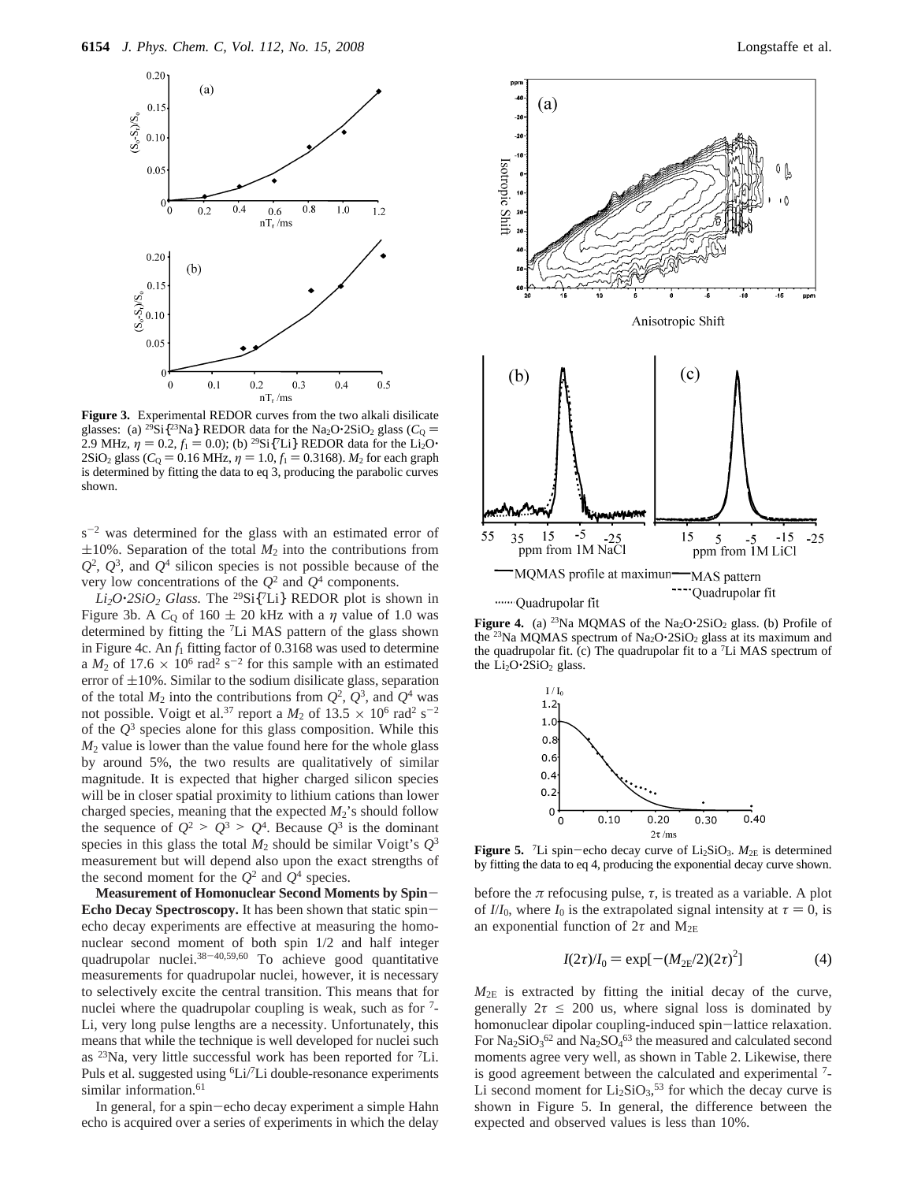**Figure 3.** Experimental REDOR curves from the two alkali disilicate glasses: (a) $^{29}Si\{^{23}Na\}$ REDOR data for the $Na_2O{\cdot}2SiO_2$ glass ($C_Q$ = 2.9 MHz, $\eta$ = 0.2, $f_1$ = 0.0); (b) $^{29}Si\{^7Li\}$ REDOR data for the $Li_2O{\cdot}2SiO_2$ glass ($C_Q$ = 0.16 MHz, $\eta$ = 1.0, $f_1$ = 0.3168). $M_2$ for each graph is determined by fitting the data to eq 3, producing the parabolic curves shown.

$s^{-2}$ was determined for the glass with an estimated error of ±10%. Separation of the total $M_2$ into the contributions from $Q^2$, $Q^3$, and $Q^4$ silicon species is not possible because of the very low concentrations of the $Q^2$ and $Q^4$ components.

*$Li_2O{\cdot}2SiO_2$ Glass.* The $^{29}Si\{^7Li\}$ REDOR plot is shown in Figure 3b. A $C_Q$ of 160 ± 20 kHz with a $\eta$ value of 1.0 was determined by fitting the $^7Li$ MAS pattern of the glass shown in Figure 4c. An $f_1$ fitting factor of 0.3168 was used to determine a $M_2$ of 17.6 × $10^6$ rad$^2$ s$^{-2}$ for this sample with an estimated error of ±10%. Similar to the sodium disilicate glass, separation of the total $M_2$ into the contributions from $Q^2$, $Q^3$, and $Q^4$ was not possible. Voigt et al.[37] report a $M_2$ of 13.5 × $10^6$ rad$^2$ s$^{-2}$ of the $Q^3$ species alone for this glass composition. While this $M_2$ value is lower than the value found here for the whole glass by around 5%, the two results are qualitatively of similar magnitude. It is expected that higher charged silicon species will be in closer spatial proximity to lithium cations than lower charged species, meaning that the expected $M_2$'s should follow the sequence of $Q^2 > Q^3 > Q^4$. Because $Q^3$ is the dominant species in this glass the total $M_2$ should be similar Voigt's $Q^3$ measurement but will depend also upon the exact strengths of the second moment for the $Q^2$ and $Q^4$ species.

**Measurement of Homonuclear Second Moments by Spin−Echo Decay Spectroscopy.** It has been shown that static spin−echo decay experiments are effective at measuring the homonuclear second moment of both spin 1/2 and half integer quadrupolar nuclei.[38−40,59,60] To achieve good quantitative measurements for quadrupolar nuclei, however, it is necessary to selectively excite the central transition. This means that for nuclei where the quadrupolar coupling is weak, such as for $^7$Li, very long pulse lengths are a necessity. Unfortunately, this means that while the technique is well developed for nuclei such as $^{23}$Na, very little successful work has been reported for $^7$Li. Puls et al. suggested using $^6$Li/$^7$Li double-resonance experiments similar information.[61]

In general, for a spin−echo decay experiment a simple Hahn echo is acquired over a series of experiments in which the delay

**Figure 4.** (a) $^{23}$Na MQMAS of the $Na_2O{\cdot}2SiO_2$ glass. (b) Profile of the $^{23}$Na MQMAS spectrum of $Na_2O{\cdot}2SiO_2$ glass at its maximum and the quadrupolar fit. (c) The quadrupolar fit to a $^7$Li MAS spectrum of the $Li_2O{\cdot}2SiO_2$ glass.

**Figure 5.** $^7$Li spin−echo decay curve of $Li_2SiO_3$. $M_{2E}$ is determined by fitting the data to eq 4, producing the exponential decay curve shown.

before the π refocusing pulse, τ, is treated as a variable. A plot of $I/I_0$, where $I_0$ is the extrapolated signal intensity at τ = 0, is an exponential function of 2τ and $M_{2E}$

$$I(2\tau)/I_0 = \exp[-(M_{2E}/2)(2\tau)^2] \tag{4}$$

$M_{2E}$ is extracted by fitting the initial decay of the curve, generally 2τ ≤ 200 us, where signal loss is dominated by homonuclear dipolar coupling-induced spin−lattice relaxation. For $Na_2SiO_3$[62] and $Na_2SO_4$[63] the measured and calculated second moments agree very well, as shown in Table 2. Likewise, there is good agreement between the calculated and experimental $^7$Li second moment for $Li_2SiO_3$,[53] for which the decay curve is shown in Figure 5. In general, the difference between the expected and observed values is less than 10%.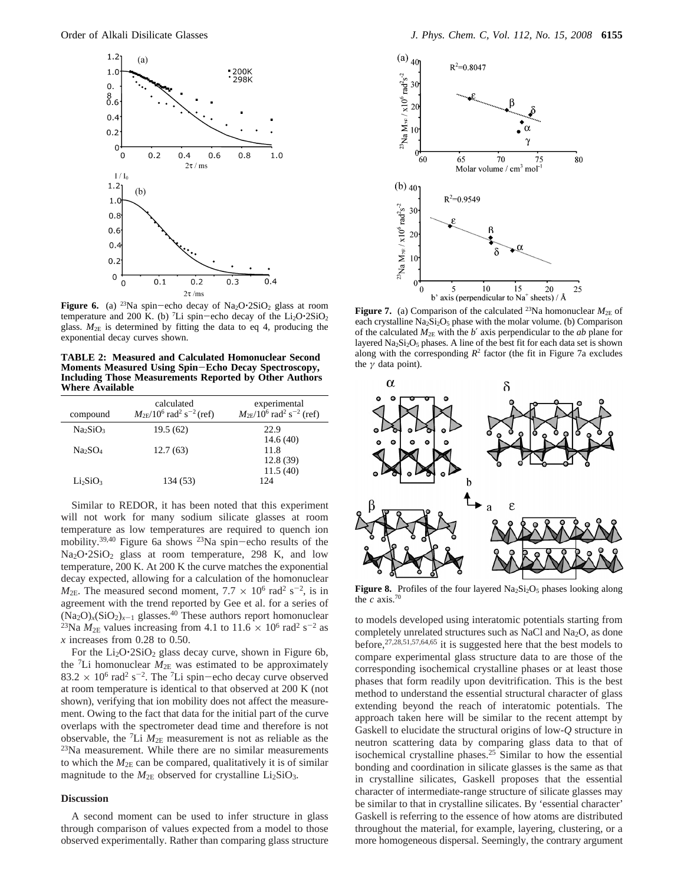**Figure 6.** (a) $^{23}$Na spin–echo decay of $Na_2O{\cdot}2SiO_2$ glass at room temperature and 200 K. (b) $^{7}$Li spin–echo decay of the $Li_2O{\cdot}2SiO_2$ glass. $M_{2E}$ is determined by fitting the data to eq 4, producing the exponential decay curves shown.

**TABLE 2: Measured and Calculated Homonuclear Second Moments Measured Using Spin–Echo Decay Spectroscopy, Including Those Measurements Reported by Other Authors Where Available**

| compound | calculated $M_{2E}/10^6$ rad$^2$ s$^{-2}$ (ref) | experimental $M_{2E}/10^6$ rad$^2$ s$^{-2}$ (ref) |
|---|---|---|
| $Na_2SiO_3$ | 19.5 (62) | 22.9 |
| | | 14.6 (40) |
| $Na_2SO_4$ | 12.7 (63) | 11.8 |
| | | 12.8 (39) |
| | | 11.5 (40) |
| $Li_2SiO_3$ | 134 (53) | 124 |

Similar to REDOR, it has been noted that this experiment will not work for many sodium silicate glasses at room temperature as low temperatures are required to quench ion mobility.[39,40] Figure 6a shows $^{23}$Na spin–echo results of the $Na_2O{\cdot}2SiO_2$ glass at room temperature, 298 K, and low temperature, 200 K. At 200 K the curve matches the exponential decay expected, allowing for a calculation of the homonuclear $M_{2E}$. The measured second moment, $7.7 \times 10^6$ rad$^2$ s$^{-2}$, is in agreement with the trend reported by Gee et al. for a series of $(Na_2O)_x(SiO_2)_{x-1}$ glasses.[40] These authors report homonuclear $^{23}$Na $M_{2E}$ values increasing from 4.1 to $11.6 \times 10^6$ rad$^2$ s$^{-2}$ as $x$ increases from 0.28 to 0.50.

For the $Li_2O{\cdot}2SiO_2$ glass decay curve, shown in Figure 6b, the $^{7}$Li homonuclear $M_{2E}$ was estimated to be approximately $83.2 \times 10^6$ rad$^2$ s$^{-2}$. The $^{7}$Li spin–echo decay curve observed at room temperature is identical to that observed at 200 K (not shown), verifying that ion mobility does not affect the measurement. Owing to the fact that data for the initial part of the curve overlaps with the spectrometer dead time and therefore is not observable, the $^{7}$Li $M_{2E}$ measurement is not as reliable as the $^{23}$Na measurement. While there are no similar measurements to which the $M_{2E}$ can be compared, qualitatively it is of similar magnitude to the $M_{2E}$ observed for crystalline $Li_2SiO_3$.

## Discussion

A second moment can be used to infer structure in glass through comparison of values expected from a model to those observed experimentally. Rather than comparing glass structure to models developed using interatomic potentials starting from completely unrelated structures such as NaCl and $Na_2O$, as done before,[27,28,51,57,64,65] it is suggested here that the best models to compare experimental glass structure data to are those of the corresponding isochemical crystalline phases or at least those phases that form readily upon devitrification. This is the best method to understand the essential structural character of glass extending beyond the reach of interatomic potentials. The approach taken here will be similar to the recent attempt by Gaskell to elucidate the structural origins of low-$Q$ structure in neutron scattering data by comparing glass data to that of isochemical crystalline phases.[25] Similar to how the essential bonding and coordination in silicate glasses is the same as that in crystalline silicates, Gaskell proposes that the essential character of intermediate-range structure of silicate glasses may be similar to that in crystalline silicates. By 'essential character' Gaskell is referring to the essence of how atoms are distributed throughout the material, for example, layering, clustering, or a more homogeneous dispersal. Seemingly, the contrary argument

**Figure 7.** (a) Comparison of the calculated $^{23}$Na homonuclear $M_{2E}$ of each crystalline $Na_2Si_2O_5$ phase with the molar volume. (b) Comparison of the calculated $M_{2E}$ with the $b'$ axis perpendicular to the $ab$ plane for layered $Na_2Si_2O_5$ phases. A line of the best fit for each data set is shown along with the corresponding $R^2$ factor (the fit in Figure 7a excludes the $\gamma$ data point).

**Figure 8.** Profiles of the four layered $Na_2Si_2O_5$ phases looking along the $c$ axis.[70]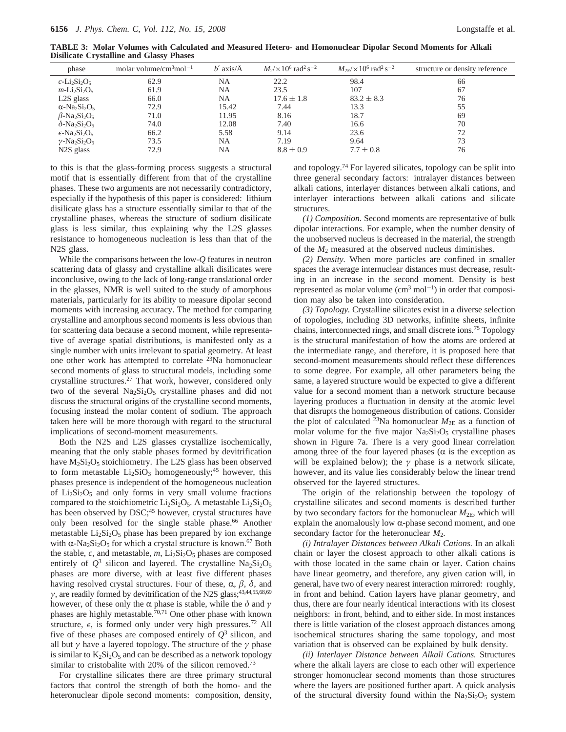**TABLE 3: Molar Volumes with Calculated and Measured Hetero- and Homonuclear Dipolar Second Moments for Alkali Disilicate Crystalline and Glassy Phases**

| phase | molar volume/cm$^3$mol$^{-1}$ | $b'$ axis/Å | $M_2$/×10$^6$ rad$^2$ s$^{-2}$ | $M_{2E}$/×10$^6$ rad$^2$ s$^{-2}$ | structure or density reference |
|---|---|---|---|---|---|
| $c$-$Li_2Si_2O_5$ | 62.9 | NA | 22.2 | 98.4 | 66 |
| $m$-$Li_2Si_2O_5$ | 61.9 | NA | 23.5 | 107 | 67 |
| L2S glass | 66.0 | NA | 17.6 ± 1.8 | 83.2 ± 8.3 | 76 |
| $\alpha$-$Na_2Si_2O_5$ | 72.9 | 15.42 | 7.44 | 13.3 | 55 |
| $\beta$-$Na_2Si_2O_5$ | 71.0 | 11.95 | 8.16 | 18.7 | 69 |
| $\delta$-$Na_2Si_2O_5$ | 74.0 | 12.08 | 7.40 | 16.6 | 70 |
| $\epsilon$-$Na_2Si_2O_5$ | 66.2 | 5.58 | 9.14 | 23.6 | 72 |
| $\gamma$-$Na_2Si_2O_5$ | 73.5 | NA | 7.19 | 9.64 | 73 |
| N2S glass | 72.9 | NA | 8.8 ± 0.9 | 7.7 ± 0.8 | 76 |

to this is that the glass-forming process suggests a structural motif that is essentially different from that of the crystalline phases. These two arguments are not necessarily contradictory, especially if the hypothesis of this paper is considered: lithium disilicate glass has a structure essentially similar to that of the crystalline phases, whereas the structure of sodium disilicate glass is less similar, thus explaining why the L2S glasses resistance to homogeneous nucleation is less than that of the N2S glass.

While the comparisons between the low-$Q$ features in neutron scattering data of glassy and crystalline alkali disilicates were inconclusive, owing to the lack of long-range translational order in the glasses, NMR is well suited to the study of amorphous materials, particularly for its ability to measure dipolar second moments with increasing accuracy. The method for comparing crystalline and amorphous second moments is less obvious than for scattering data because a second moment, while representative of average spatial distributions, is manifested only as a single number with units irrelevant to spatial geometry. At least one other work has attempted to correlate $^{23}$Na homonuclear second moments of glass to structural models, including some crystalline structures.[27] That work, however, considered only two of the several $Na_2Si_2O_5$ crystalline phases and did not discuss the structural origins of the crystalline second moments, focusing instead the molar content of sodium. The approach taken here will be more thorough with regard to the structural implications of second-moment measurements.

Both the N2S and L2S glasses crystallize isochemically, meaning that the only stable phases formed by devitrification have $M_2Si_2O_5$ stoichiometry. The L2S glass has been observed to form metastable $Li_2SiO_3$ homogeneously;[45] however, this phases presence is independent of the homogeneous nucleation of $Li_2Si_2O_5$ and only forms in very small volume fractions compared to the stoichiometric $Li_2Si_2O_5$. A metastable $Li_2Si_2O_5$ has been observed by DSC;[45] however, crystal structures have only been resolved for the single stable phase.[66] Another metastable $Li_2Si_2O_5$ phase has been prepared by ion exchange with $\alpha$-$Na_2Si_2O_5$ for which a crystal structure is known.[67] Both the stable, $c$, and metastable, $m$, $Li_2Si_2O_5$ phases are composed entirely of $Q^3$ silicon and layered. The crystalline $Na_2Si_2O_5$ phases are more diverse, with at least five different phases having resolved crystal structures. Four of these, $\alpha$, $\beta$, $\delta$, and $\gamma$, are readily formed by devitrification of the N2S glass;[43,44,55,68,69] however, of these only the $\alpha$ phase is stable, while the $\delta$ and $\gamma$ phases are highly metastable.[70,71] One other phase with known structure, $\epsilon$, is formed only under very high pressures.[72] All five of these phases are composed entirely of $Q^3$ silicon, and all but $\gamma$ have a layered topology. The structure of the $\gamma$ phase is similar to $K_2Si_2O_5$ and can be described as a network topology similar to cristobalite with 20% of the silicon removed.[73]

For crystalline silicates there are three primary structural factors that control the strength of both the homo- and the heteronuclear dipole second moments: composition, density, and topology.[74] For layered silicates, topology can be split into three general secondary factors: intralayer distances between alkali cations, interlayer distances between alkali cations, and interlayer interactions between alkali cations and silicate structures.

*(1) Composition.* Second moments are representative of bulk dipolar interactions. For example, when the number density of the unobserved nucleus is decreased in the material, the strength of the $M_2$ measured at the observed nucleus diminishes.

*(2) Density.* When more particles are confined in smaller spaces the average internuclear distances must decrease, resulting in an increase in the second moment. Density is best represented as molar volume (cm$^3$ mol$^{-1}$) in order that composition may also be taken into consideration.

*(3) Topology.* Crystalline silicates exist in a diverse selection of topologies, including 3D networks, infinite sheets, infinite chains, interconnected rings, and small discrete ions.[75] Topology is the structural manifestation of how the atoms are ordered at the intermediate range, and therefore, it is proposed here that second-moment measurements should reflect these differences to some degree. For example, all other parameters being the same, a layered structure would be expected to give a different value for a second moment than a network structure because layering produces a fluctuation in density at the atomic level that disrupts the homogeneous distribution of cations. Consider the plot of calculated $^{23}$Na homonuclear $M_{2E}$ as a function of molar volume for the five major $Na_2Si_2O_5$ crystalline phases shown in Figure 7a. There is a very good linear correlation among three of the four layered phases ($\alpha$ is the exception as will be explained below); the $\gamma$ phase is a network silicate, however, and its value lies considerably below the linear trend observed for the layered structures.

The origin of the relationship between the topology of crystalline silicates and second moments is described further by two secondary factors for the homonuclear $M_{2E}$, which will explain the anomalously low $\alpha$-phase second moment, and one secondary factor for the heteronuclear $M_2$.

*(i) Intralayer Distances between Alkali Cations.* In an alkali chain or layer the closest approach to other alkali cations is with those located in the same chain or layer. Cation chains have linear geometry, and therefore, any given cation will, in general, have two of every nearest interaction mirrored: roughly, in front and behind. Cation layers have planar geometry, and thus, there are four nearly identical interactions with its closest neighbors: in front, behind, and to either side. In most instances there is little variation of the closest approach distances among isochemical structures sharing the same topology, and most variation that is observed can be explained by bulk density.

*(ii) Interlayer Distance between Alkali Cations.* Structures where the alkali layers are close to each other will experience stronger homonuclear second moments than those structures where the layers are positioned further apart. A quick analysis of the structural diversity found within the $Na_2Si_2O_5$ system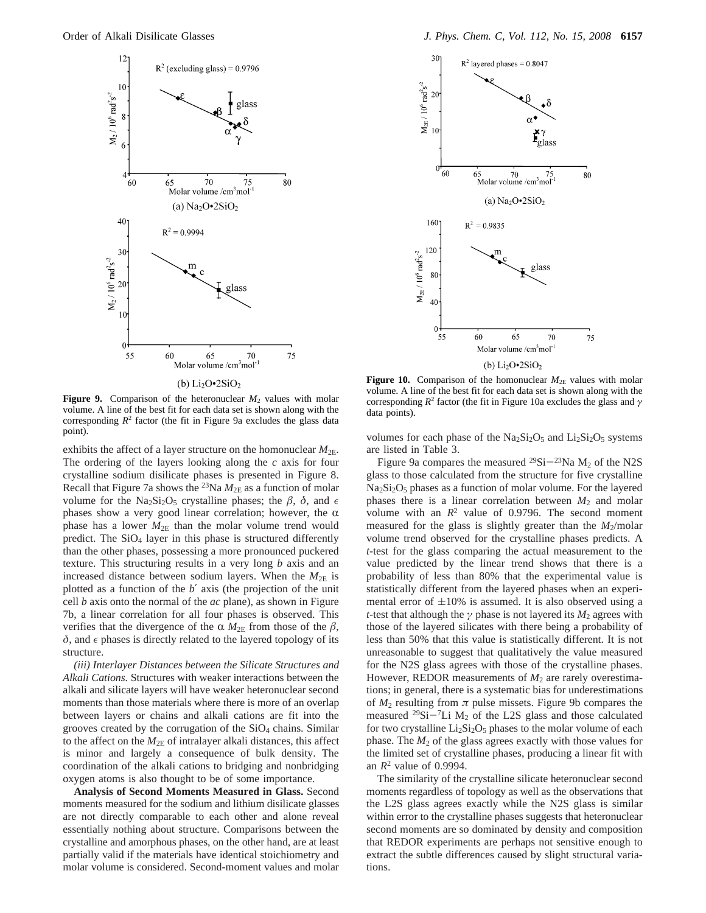**Figure 9.** Comparison of the heteronuclear $M_2$ values with molar volume. A line of the best fit for each data set is shown along with the corresponding $R^2$ factor (the fit in Figure 9a excludes the glass data point).

**Figure 10.** Comparison of the homonuclear $M_{2E}$ values with molar volume. A line of the best fit for each data set is shown along with the corresponding $R^2$ factor (the fit in Figure 10a excludes the glass and $\gamma$ data points).

exhibits the affect of a layer structure on the homonuclear $M_{2E}$. The ordering of the layers looking along the *c* axis for four crystalline sodium disilicate phases is presented in Figure 8. Recall that Figure 7a shows the $^{23}$Na $M_{2E}$ as a function of molar volume for the $Na_2Si_2O_5$ crystalline phases; the $\beta$, $\delta$, and $\epsilon$ phases show a very good linear correlation; however, the $\alpha$ phase has a lower $M_{2E}$ than the molar volume trend would predict. The $SiO_4$ layer in this phase is structured differently than the other phases, possessing a more pronounced puckered texture. This structuring results in a very long *b* axis and an increased distance between sodium layers. When the $M_{2E}$ is plotted as a function of the $b'$ axis (the projection of the unit cell *b* axis onto the normal of the *ac* plane), as shown in Figure 7b, a linear correlation for all four phases is observed. This verifies that the divergence of the $\alpha$ $M_{2E}$ from those of the $\beta$, $\delta$, and $\epsilon$ phases is directly related to the layered topology of its structure.

*(iii) Interlayer Distances between the Silicate Structures and Alkali Cations.* Structures with weaker interactions between the alkali and silicate layers will have weaker heteronuclear second moments than those materials where there is more of an overlap between layers or chains and alkali cations are fit into the grooves created by the corrugation of the $SiO_4$ chains. Similar to the affect on the $M_{2E}$ of intralayer alkali distances, this affect is minor and largely a consequence of bulk density. The coordination of the alkali cations to bridging and nonbridging oxygen atoms is also thought to be of some importance.

**Analysis of Second Moments Measured in Glass.** Second moments measured for the sodium and lithium disilicate glasses are not directly comparable to each other and alone reveal essentially nothing about structure. Comparisons between the crystalline and amorphous phases, on the other hand, are at least partially valid if the materials have identical stoichiometry and molar volume is considered. Second-moment values and molar volumes for each phase of the $Na_2Si_2O_5$ and $Li_2Si_2O_5$ systems are listed in Table 3.

Figure 9a compares the measured $^{29}$Si$-^{23}$Na $M_2$ of the N2S glass to those calculated from the structure for five crystalline $Na_2Si_2O_5$ phases as a function of molar volume. For the layered phases there is a linear correlation between $M_2$ and molar volume with an $R^2$ value of 0.9796. The second moment measured for the glass is slightly greater than the $M_2$/molar volume trend observed for the crystalline phases predicts. A *t*-test for the glass comparing the actual measurement to the value predicted by the linear trend shows that there is a probability of less than 80% that the experimental value is statistically different from the layered phases when an experimental error of $\pm$10% is assumed. It is also observed using a *t*-test that although the $\gamma$ phase is not layered its $M_2$ agrees with those of the layered silicates with there being a probability of less than 50% that this value is statistically different. It is not unreasonable to suggest that qualitatively the value measured for the N2S glass agrees with those of the crystalline phases. However, REDOR measurements of $M_2$ are rarely overestimations; in general, there is a systematic bias for underestimations of $M_2$ resulting from $\pi$ pulse missets. Figure 9b compares the measured $^{29}$Si$-^{7}$Li $M_2$ of the L2S glass and those calculated for two crystalline $Li_2Si_2O_5$ phases to the molar volume of each phase. The $M_2$ of the glass agrees exactly with those values for the limited set of crystalline phases, producing a linear fit with an $R^2$ value of 0.9994.

The similarity of the crystalline silicate heteronuclear second moments regardless of topology as well as the observations that the L2S glass agrees exactly while the N2S glass is similar within error to the crystalline phases suggests that heteronuclear second moments are so dominated by density and composition that REDOR experiments are perhaps not sensitive enough to extract the subtle differences caused by slight structural variations.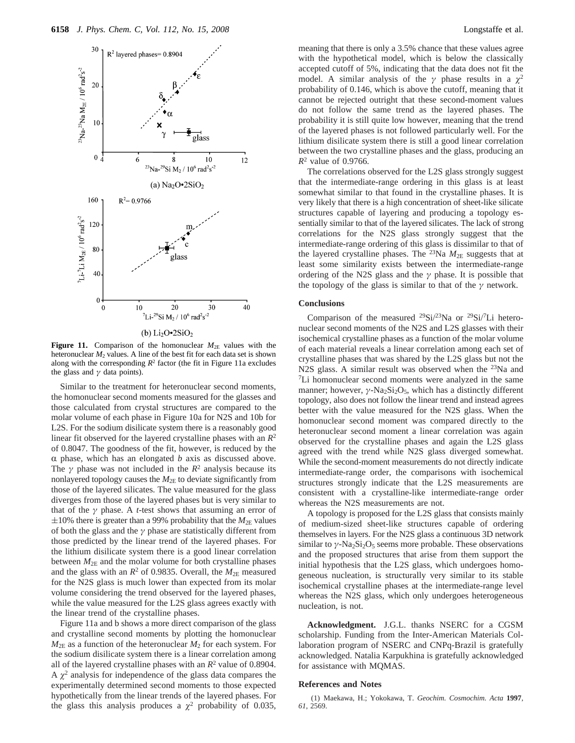**Figure 11.** Comparison of the homonuclear $M_{2E}$ values with the heteronuclear $M_2$ values. A line of the best fit for each data set is shown along with the corresponding $R^2$ factor (the fit in Figure 11a excludes the glass and $\gamma$ data points).

Similar to the treatment for heteronuclear second moments, the homonuclear second moments measured for the glasses and those calculated from crystal structures are compared to the molar volume of each phase in Figure 10a for N2S and 10b for L2S. For the sodium disilicate system there is a reasonably good linear fit observed for the layered crystalline phases with an $R^2$ of 0.8047. The goodness of the fit, however, is reduced by the $\alpha$ phase, which has an elongated $b$ axis as discussed above. The $\gamma$ phase was not included in the $R^2$ analysis because its nonlayered topology causes the $M_{2E}$ to deviate significantly from those of the layered silicates. The value measured for the glass diverges from those of the layered phases but is very similar to that of the $\gamma$ phase. A $t$-test shows that assuming an error of $\pm$10% there is greater than a 99% probability that the $M_{2E}$ values of both the glass and the $\gamma$ phase are statistically different from those predicted by the linear trend of the layered phases. For the lithium disilicate system there is a good linear correlation between $M_{2E}$ and the molar volume for both crystalline phases and the glass with an $R^2$ of 0.9835. Overall, the $M_{2E}$ measured for the N2S glass is much lower than expected from its molar volume considering the trend observed for the layered phases, while the value measured for the L2S glass agrees exactly with the linear trend of the crystalline phases.

Figure 11a and b shows a more direct comparison of the glass and crystalline second moments by plotting the homonuclear $M_{2E}$ as a function of the heteronuclear $M_2$ for each system. For the sodium disilicate system there is a linear correlation among all of the layered crystalline phases with an $R^2$ value of 0.8904. A $\chi^2$ analysis for independence of the glass data compares the experimentally determined second moments to those expected hypothetically from the linear trends of the layered phases. For the glass this analysis produces a $\chi^2$ probability of 0.035, meaning that there is only a 3.5% chance that these values agree with the hypothetical model, which is below the classically accepted cutoff of 5%, indicating that the data does not fit the model. A similar analysis of the $\gamma$ phase results in a $\chi^2$ probability of 0.146, which is above the cutoff, meaning that it cannot be rejected outright that these second-moment values do not follow the same trend as the layered phases. The probability it is still quite low however, meaning that the trend of the layered phases is not followed particularly well. For the lithium disilicate system there is still a good linear correlation between the two crystalline phases and the glass, producing an $R^2$ value of 0.9766.

The correlations observed for the L2S glass strongly suggest that the intermediate-range ordering in this glass is at least somewhat similar to that found in the crystalline phases. It is very likely that there is a high concentration of sheet-like silicate structures capable of layering and producing a topology essentially similar to that of the layered silicates. The lack of strong correlations for the N2S glass strongly suggest that the intermediate-range ordering of this glass is dissimilar to that of the layered crystalline phases. The $^{23}$Na $M_{2E}$ suggests that at least some similarity exists between the intermediate-range ordering of the N2S glass and the $\gamma$ phase. It is possible that the topology of the glass is similar to that of the $\gamma$ network.

## Conclusions

Comparison of the measured $^{29}$Si/$^{23}$Na or $^{29}$Si/$^{7}$Li heteronuclear second moments of the N2S and L2S glasses with their isochemical crystalline phases as a function of the molar volume of each material reveals a linear correlation among each set of crystalline phases that was shared by the L2S glass but not the N2S glass. A similar result was observed when the $^{23}$Na and $^{7}$Li homonuclear second moments were analyzed in the same manner; however, $\gamma$-$Na_2Si_2O_5$, which has a distinctly different topology, also does not follow the linear trend and instead agrees better with the value measured for the N2S glass. When the homonuclear second moment was compared directly to the heteronuclear second moment a linear correlation was again observed for the crystalline phases and again the L2S glass agreed with the trend while N2S glass diverged somewhat. While the second-moment measurements do not directly indicate intermediate-range order, the comparisons with isochemical structures strongly indicate that the L2S measurements are consistent with a crystalline-like intermediate-range order whereas the N2S measurements are not.

A topology is proposed for the L2S glass that consists mainly of medium-sized sheet-like structures capable of ordering themselves in layers. For the N2S glass a continuous 3D network similar to $\gamma$-$Na_2Si_2O_5$ seems more probable. These observations and the proposed structures that arise from them support the initial hypothesis that the L2S glass, which undergoes homogeneous nucleation, is structurally very similar to its stable isochemical crystalline phases at the intermediate-range level whereas the N2S glass, which only undergoes heterogeneous nucleation, is not.

**Acknowledgment.** J.G.L. thanks NSERC for a CGSM scholarship. Funding from the Inter-American Materials Collaboration program of NSERC and CNPq-Brazil is gratefully acknowledged. Natalia Karpukhina is gratefully acknowledged for assistance with MQMAS.

## References and Notes

(1) Maekawa, H.; Yokokawa, T. *Geochim. Cosmochim. Acta* **1997**, *61*, 2569.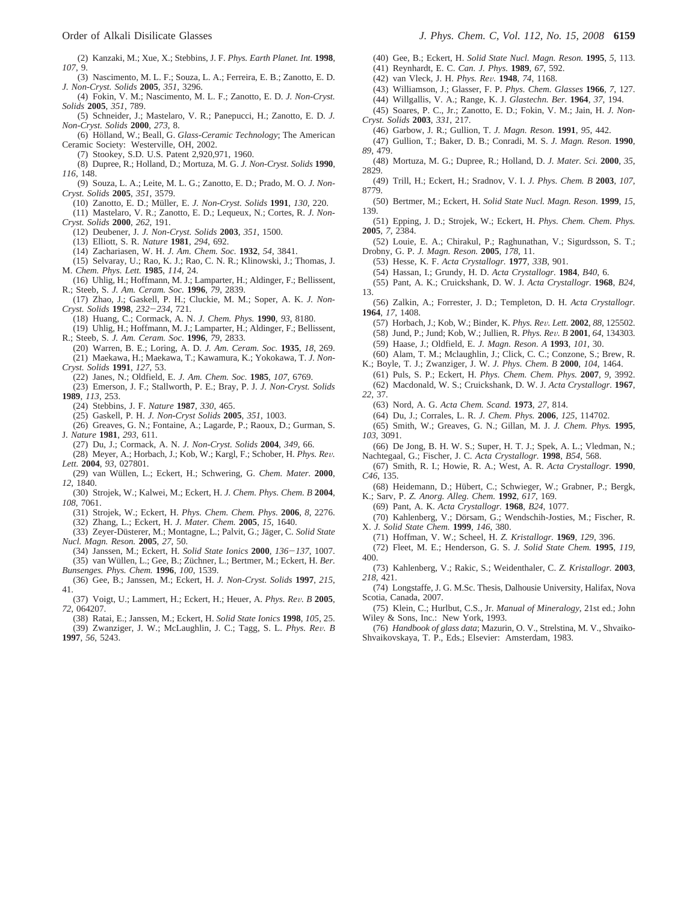(2) Kanzaki, M.; Xue, X.; Stebbins, J. F. *Phys. Earth Planet. Int.* **1998**, *107*, 9.

(3) Nascimento, M. L. F.; Souza, L. A.; Ferreira, E. B.; Zanotto, E. D. *J. Non-Cryst. Solids* **2005**, *351*, 3296.

(4) Fokin, V. M.; Nascimento, M. L. F.; Zanotto, E. D. *J. Non-Cryst. Solids* **2005**, *351*, 789.

(5) Schneider, J.; Mastelaro, V. R.; Panepucci, H.; Zanotto, E. D. *J. Non-Cryst. Solids* **2000**, *273*, 8.

(6) Hölland, W.; Beall, G. *Glass-Ceramic Technology*; The American Ceramic Society: Westerville, OH, 2002.

(7) Stookey, S.D. U.S. Patent 2,920,971, 1960.

(8) Dupree, R.; Holland, D.; Mortuza, M. G. *J. Non-Cryst. Solids* **1990**, *116*, 148.

(9) Souza, L. A.; Leite, M. L. G.; Zanotto, E. D.; Prado, M. O. *J. Non-Cryst. Solids* **2005**, *351*, 3579.

(10) Zanotto, E. D.; Müller, E. *J. Non-Cryst. Solids* **1991**, *130*, 220.

(11) Mastelaro, V. R.; Zanotto, E. D.; Lequeux, N.; Cortes, R. *J. Non-Cryst. Solids* **2000**, *262*, 191.

(12) Deubener, J. *J. Non-Cryst. Solids* **2003**, *351*, 1500.

(13) Elliott, S. R. *Nature* **1981**, *294*, 692.

(14) Zachariasen, W. H. *J. Am. Chem. Soc.* **1932**, *54*, 3841.

(15) Selvaray, U.; Rao, K. J.; Rao, C. N. R.; Klinowski, J.; Thomas, J. M. *Chem. Phys. Lett.* **1985**, *114*, 24.

(16) Uhlig, H.; Hoffmann, M. J.; Lamparter, H.; Aldinger, F.; Bellissent, R.; Steeb, S. *J. Am. Ceram. Soc.* **1996**, *79*, 2839.

(17) Zhao, J.; Gaskell, P. H.; Cluckie, M. M.; Soper, A. K. *J. Non-Cryst. Solids* **1998**, *232*−*234*, 721.

(18) Huang, C.; Cormack, A. N. *J. Chem. Phys.* **1990**, *93*, 8180.

(19) Uhlig, H.; Hoffmann, M. J.; Lamparter, H.; Aldinger, F.; Bellissent, R.; Steeb, S. *J. Am. Ceram. Soc.* **1996**, *79*, 2833.

(20) Warren, B. E.; Loring, A. D. *J. Am. Ceram. Soc.* **1935**, *18*, 269.

(21) Maekawa, H.; Maekawa, T.; Kawamura, K.; Yokokawa, T. *J. Non-Cryst. Solids* **1991**, *127*, 53.

(22) Janes, N.; Oldfield, E. *J. Am. Chem. Soc.* **1985**, *107*, 6769.

(23) Emerson, J. F.; Stallworth, P. E.; Bray, P. J. *J. Non-Cryst. Solids* **1989**, *113*, 253.

(24) Stebbins, J. F. *Nature* **1987**, *330*, 465.

(25) Gaskell, P. H. *J. Non-Cryst Solids* **2005**, *351*, 1003.

(26) Greaves, G. N.; Fontaine, A.; Lagarde, P.; Raoux, D.; Gurman, S. J. *Nature* **1981**, *293*, 611.

(27) Du, J.; Cormack, A. N. *J. Non-Cryst. Solids* **2004**, *349*, 66.

(28) Meyer, A.; Horbach, J.; Kob, W.; Kargl, F.; Schober, H. *Phys. Rev. Lett.* **2004**, *93*, 027801.

(29) van Wüllen, L.; Eckert, H.; Schwering, G. *Chem. Mater.* **2000**, *12*, 1840.

(30) Strojek, W.; Kalwei, M.; Eckert, H. *J. Chem. Phys. Chem. B* **2004**, *108*, 7061.

(31) Strojek, W.; Eckert, H. *Phys. Chem. Chem. Phys.* **2006**, *8*, 2276.

(32) Zhang, L.; Eckert, H. *J. Mater. Chem.* **2005**, *15*, 1640.

(33) Zeyer-Düsterer, M.; Montagne, L.; Palvit, G.; Jäger, C. *Solid State Nucl. Magn. Reson.* **2005**, *27*, 50.

(34) Janssen, M.; Eckert, H. *Solid State Ionics* **2000**, *136*−*137*, 1007.

(35) van Wüllen, L.; Gee, B.; Züchner, L.; Bertmer, M.; Eckert, H. *Ber. Bunsenges. Phys. Chem.* **1996**, *100*, 1539.

(36) Gee, B.; Janssen, M.; Eckert, H. *J. Non-Cryst. Solids* **1997**, *215*, 41.

(37) Voigt, U.; Lammert, H.; Eckert, H.; Heuer, A. *Phys. Rev. B* **2005**, *72*, 064207.

(38) Ratai, E.; Janssen, M.; Eckert, H. *Solid State Ionics* **1998**, *105*, 25.

(39) Zwanziger, J. W.; McLaughlin, J. C.; Tagg, S. L. *Phys. Rev. B* **1997**, *56*, 5243.

(40) Gee, B.; Eckert, H. *Solid State Nucl. Magn. Reson.* **1995**, *5*, 113.

(41) Reynhardt, E. C. *Can. J. Phys.* **1989**, *67*, 592.

(42) van Vleck, J. H. *Phys. Rev.* **1948**, *74*, 1168.

(43) Williamson, J.; Glasser, F. P. *Phys. Chem. Glasses* **1966**, *7*, 127.

(44) Willgallis, V. A.; Range, K. J. *Glastechn. Ber.* **1964**, *37*, 194.

(45) Soares, P. C., Jr.; Zanotto, E. D.; Fokin, V. M.; Jain, H. *J. Non-Cryst. Solids* **2003**, *331*, 217.

(46) Garbow, J. R.; Gullion, T. *J. Magn. Reson.* **1991**, *95*, 442.

(47) Gullion, T.; Baker, D. B.; Conradi, M. S. *J. Magn. Reson.* **1990**, *89*, 479.

(48) Mortuza, M. G.; Dupree, R.; Holland, D. *J. Mater. Sci.* **2000**, *35*, 2829.

(49) Trill, H.; Eckert, H.; Sradnov, V. I. *J. Phys. Chem. B* **2003**, *107*, 8779.

(50) Bertmer, M.; Eckert, H. *Solid State Nucl. Magn. Reson.* **1999**, *15*, 139.

(51) Epping, J. D.; Strojek, W.; Eckert, H. *Phys. Chem. Chem. Phys.* **2005**, *7*, 2384.

(52) Louie, E. A.; Chirakul, P.; Raghunathan, V.; Sigurdsson, S. T.; Drobny, G. P. *J. Magn. Reson.* **2005**, *178*, 11.

(53) Hesse, K. F. *Acta Crystallogr.* **1977**, *33B*, 901.

(54) Hassan, I.; Grundy, H. D. *Acta Crystallogr.* **1984**, *B40*, 6.

(55) Pant, A. K.; Cruickshank, D. W. J. *Acta Crystallogr.* **1968**, *B24*, 13.

(56) Zalkin, A.; Forrester, J. D.; Templeton, D. H. *Acta Crystallogr.* **1964**, *17*, 1408.

(57) Horbach, J.; Kob, W.; Binder, K. *Phys. Rev. Lett.* **2002**, *88*, 125502.

(58) Jund, P.; Jund; Kob, W.; Jullien, R. *Phys. Rev. B* **2001**, *64*, 134303.

(59) Haase, J.; Oldfield, E. *J. Magn. Reson. A* **1993**, *101*, 30.

(60) Alam, T. M.; Mclaughlin, J.; Click, C. C.; Conzone, S.; Brew, R. K.; Boyle, T. J.; Zwanziger, J. W. *J. Phys. Chem. B* **2000**, *104*, 1464.

(61) Puls, S. P.; Eckert, H. *Phys. Chem. Chem. Phys.* **2007**, *9*, 3992.

(62) Macdonald, W. S.; Cruickshank, D. W. J. *Acta Crystallogr.* **1967**, *22*, 37.

(63) Nord, A. G. *Acta Chem. Scand.* **1973**, *27*, 814.

(64) Du, J.; Corrales, L. R. *J. Chem. Phys.* **2006**, *125*, 114702.

(65) Smith, W.; Greaves, G. N.; Gillan, M. J. *J. Chem. Phys.* **1995**, *103*, 3091.

(66) De Jong, B. H. W. S.; Super, H. T. J.; Spek, A. L.; Vledman, N.; Nachtegaal, G.; Fischer, J. C. *Acta Crystallogr.* **1998**, *B54*, 568.

(67) Smith, R. I.; Howie, R. A.; West, A. R. *Acta Crystallogr.* **1990**, *C46*, 135.

(68) Heidemann, D.; Hübert, C.; Schwieger, W.; Grabner, P.; Bergk, K.; Sarv, P. *Z. Anorg. Alleg. Chem.* **1992**, *617*, 169.

(69) Pant, A. K. *Acta Crystallogr.* **1968**, *B24*, 1077.

(70) Kahlenberg, V.; Dörsam, G.; Wendschih-Josties, M.; Fischer, R. X. *J. Solid State Chem.* **1999**, *146*, 380.

(71) Hoffman, V. W.; Scheel, H. *Z. Kristallogr.* **1969**, *129*, 396.

(72) Fleet, M. E.; Henderson, G. S. *J. Solid State Chem.* **1995**, *119*, 400.

(73) Kahlenberg, V.; Rakic, S.; Weidenthaler, C. *Z. Kristallogr.* **2003**, *218*, 421.

(74) Longstaffe, J. G. M.Sc. Thesis, Dalhousie University, Halifax, Nova Scotia, Canada, 2007.

(75) Klein, C.; Hurlbut, C.S., Jr. *Manual of Mineralogy*, 21st ed.; John Wiley & Sons, Inc.: New York, 1993.

(76) *Handbook of glass data*; Mazurin, O. V., Strelstina, M. V., Shvaiko-Shvaikovskaya, T. P., Eds.; Elsevier: Amsterdam, 1983.